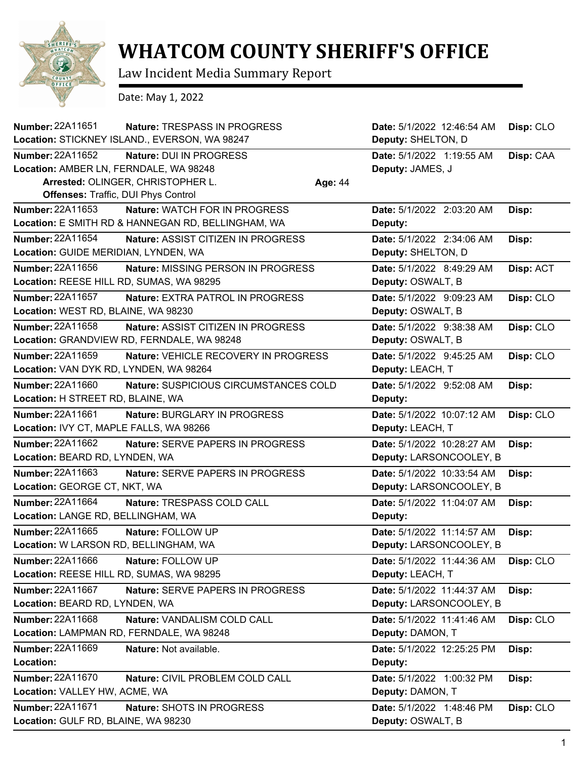# WHATCOM COUNTY SHERIFF'S OFFICE

Law Incident Media Summary Report

Date: May 1, 2022

**Number:** 22A11651 **Nature:** TRESPASS IN PROGRESS **Date:** 5/1/2022 12:46:54 AM **Disp:** CLO
**Location:** STICKNEY ISLAND., EVERSON, WA 98247 **Deputy:** SHELTON, D

**Number:** 22A11652 **Nature:** DUI IN PROGRESS **Date:** 5/1/2022 1:19:55 AM **Disp:** CAA
**Location:** AMBER LN, FERNDALE, WA 98248 **Deputy:** JAMES, J
**Arrested:** OLINGER, CHRISTOPHER L. **Age:** 44
**Offenses:** Traffic, DUI Phys Control

**Number:** 22A11653 **Nature:** WATCH FOR IN PROGRESS **Date:** 5/1/2022 2:03:20 AM **Disp:**
**Location:** E SMITH RD & HANNEGAN RD, BELLINGHAM, WA **Deputy:**

**Number:** 22A11654 **Nature:** ASSIST CITIZEN IN PROGRESS **Date:** 5/1/2022 2:34:06 AM **Disp:**
**Location:** GUIDE MERIDIAN, LYNDEN, WA **Deputy:** SHELTON, D

**Number:** 22A11656 **Nature:** MISSING PERSON IN PROGRESS **Date:** 5/1/2022 8:49:29 AM **Disp:** ACT
**Location:** REESE HILL RD, SUMAS, WA 98295 **Deputy:** OSWALT, B

**Number:** 22A11657 **Nature:** EXTRA PATROL IN PROGRESS **Date:** 5/1/2022 9:09:23 AM **Disp:** CLO
**Location:** WEST RD, BLAINE, WA 98230 **Deputy:** OSWALT, B

**Number:** 22A11658 **Nature:** ASSIST CITIZEN IN PROGRESS **Date:** 5/1/2022 9:38:38 AM **Disp:** CLO
**Location:** GRANDVIEW RD, FERNDALE, WA 98248 **Deputy:** OSWALT, B

**Number:** 22A11659 **Nature:** VEHICLE RECOVERY IN PROGRESS **Date:** 5/1/2022 9:45:25 AM **Disp:** CLO
**Location:** VAN DYK RD, LYNDEN, WA 98264 **Deputy:** LEACH, T

**Number:** 22A11660 **Nature:** SUSPICIOUS CIRCUMSTANCES COLD **Date:** 5/1/2022 9:52:08 AM **Disp:**
**Location:** H STREET RD, BLAINE, WA **Deputy:**

**Number:** 22A11661 **Nature:** BURGLARY IN PROGRESS **Date:** 5/1/2022 10:07:12 AM **Disp:** CLO
**Location:** IVY CT, MAPLE FALLS, WA 98266 **Deputy:** LEACH, T

**Number:** 22A11662 **Nature:** SERVE PAPERS IN PROGRESS **Date:** 5/1/2022 10:28:27 AM **Disp:**
**Location:** BEARD RD, LYNDEN, WA **Deputy:** LARSONCOOLEY, B

**Number:** 22A11663 **Nature:** SERVE PAPERS IN PROGRESS **Date:** 5/1/2022 10:33:54 AM **Disp:**
**Location:** GEORGE CT, NKT, WA **Deputy:** LARSONCOOLEY, B

**Number:** 22A11664 **Nature:** TRESPASS COLD CALL **Date:** 5/1/2022 11:04:07 AM **Disp:**
**Location:** LANGE RD, BELLINGHAM, WA **Deputy:**

**Number:** 22A11665 **Nature:** FOLLOW UP **Date:** 5/1/2022 11:14:57 AM **Disp:**
**Location:** W LARSON RD, BELLINGHAM, WA **Deputy:** LARSONCOOLEY, B

**Number:** 22A11666 **Nature:** FOLLOW UP **Date:** 5/1/2022 11:44:36 AM **Disp:** CLO
**Location:** REESE HILL RD, SUMAS, WA 98295 **Deputy:** LEACH, T

**Number:** 22A11667 **Nature:** SERVE PAPERS IN PROGRESS **Date:** 5/1/2022 11:44:37 AM **Disp:**
**Location:** BEARD RD, LYNDEN, WA **Deputy:** LARSONCOOLEY, B

**Number:** 22A11668 **Nature:** VANDALISM COLD CALL **Date:** 5/1/2022 11:41:46 AM **Disp:** CLO
**Location:** LAMPMAN RD, FERNDALE, WA 98248 **Deputy:** DAMON, T

**Number:** 22A11669 **Nature:** Not available. **Date:** 5/1/2022 12:25:25 PM **Disp:**
**Location:** **Deputy:**

**Number:** 22A11670 **Nature:** CIVIL PROBLEM COLD CALL **Date:** 5/1/2022 1:00:32 PM **Disp:**
**Location:** VALLEY HW, ACME, WA **Deputy:** DAMON, T

**Number:** 22A11671 **Nature:** SHOTS IN PROGRESS **Date:** 5/1/2022 1:48:46 PM **Disp:** CLO
**Location:** GULF RD, BLAINE, WA 98230 **Deputy:** OSWALT, B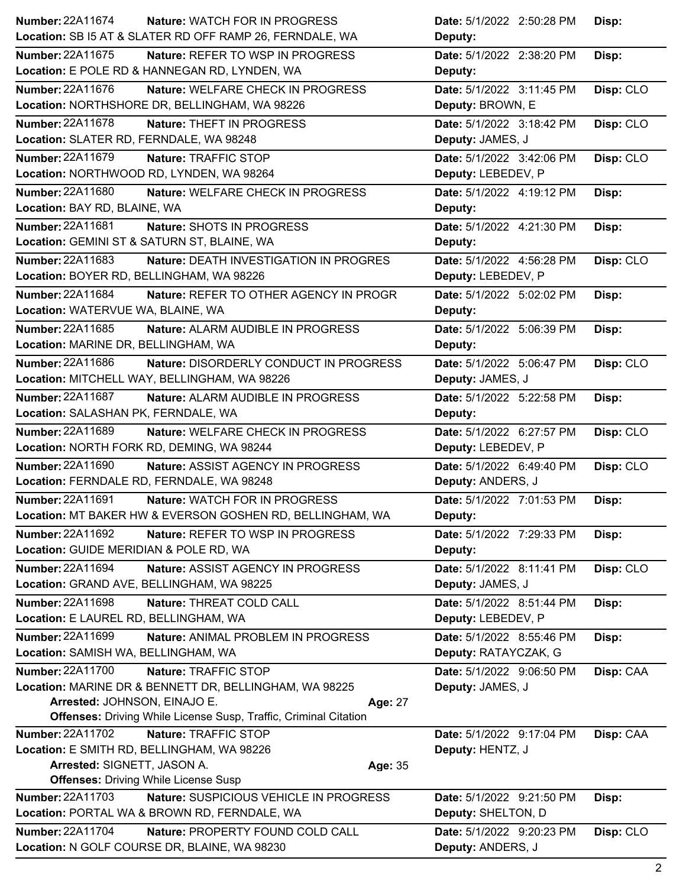**Number:** 22A11674 **Nature:** WATCH FOR IN PROGRESS **Date:** 5/1/2022 2:50:28 PM **Disp:**
**Location:** SB I5 AT & SLATER RD OFF RAMP 26, FERNDALE, WA **Deputy:**

---

**Number:** 22A11675 **Nature:** REFER TO WSP IN PROGRESS **Date:** 5/1/2022 2:38:20 PM **Disp:**
**Location:** E POLE RD & HANNEGAN RD, LYNDEN, WA **Deputy:**

---

**Number:** 22A11676 **Nature:** WELFARE CHECK IN PROGRESS **Date:** 5/1/2022 3:11:45 PM **Disp:** CLO
**Location:** NORTHSHORE DR, BELLINGHAM, WA 98226 **Deputy:** BROWN, E

---

**Number:** 22A11678 **Nature:** THEFT IN PROGRESS **Date:** 5/1/2022 3:18:42 PM **Disp:** CLO
**Location:** SLATER RD, FERNDALE, WA 98248 **Deputy:** JAMES, J

---

**Number:** 22A11679 **Nature:** TRAFFIC STOP **Date:** 5/1/2022 3:42:06 PM **Disp:** CLO
**Location:** NORTHWOOD RD, LYNDEN, WA 98264 **Deputy:** LEBEDEV, P

---

**Number:** 22A11680 **Nature:** WELFARE CHECK IN PROGRESS **Date:** 5/1/2022 4:19:12 PM **Disp:**
**Location:** BAY RD, BLAINE, WA **Deputy:**

---

**Number:** 22A11681 **Nature:** SHOTS IN PROGRESS **Date:** 5/1/2022 4:21:30 PM **Disp:**
**Location:** GEMINI ST & SATURN ST, BLAINE, WA **Deputy:**

---

**Number:** 22A11683 **Nature:** DEATH INVESTIGATION IN PROGRES **Date:** 5/1/2022 4:56:28 PM **Disp:** CLO
**Location:** BOYER RD, BELLINGHAM, WA 98226 **Deputy:** LEBEDEV, P

---

**Number:** 22A11684 **Nature:** REFER TO OTHER AGENCY IN PROGR **Date:** 5/1/2022 5:02:02 PM **Disp:**
**Location:** WATERVUE WA, BLAINE, WA **Deputy:**

---

**Number:** 22A11685 **Nature:** ALARM AUDIBLE IN PROGRESS **Date:** 5/1/2022 5:06:39 PM **Disp:**
**Location:** MARINE DR, BELLINGHAM, WA **Deputy:**

---

**Number:** 22A11686 **Nature:** DISORDERLY CONDUCT IN PROGRESS **Date:** 5/1/2022 5:06:47 PM **Disp:** CLO
**Location:** MITCHELL WAY, BELLINGHAM, WA 98226 **Deputy:** JAMES, J

---

**Number:** 22A11687 **Nature:** ALARM AUDIBLE IN PROGRESS **Date:** 5/1/2022 5:22:58 PM **Disp:**
**Location:** SALASHAN PK, FERNDALE, WA **Deputy:**

---

**Number:** 22A11689 **Nature:** WELFARE CHECK IN PROGRESS **Date:** 5/1/2022 6:27:57 PM **Disp:** CLO
**Location:** NORTH FORK RD, DEMING, WA 98244 **Deputy:** LEBEDEV, P

---

**Number:** 22A11690 **Nature:** ASSIST AGENCY IN PROGRESS **Date:** 5/1/2022 6:49:40 PM **Disp:** CLO
**Location:** FERNDALE RD, FERNDALE, WA 98248 **Deputy:** ANDERS, J

---

**Number:** 22A11691 **Nature:** WATCH FOR IN PROGRESS **Date:** 5/1/2022 7:01:53 PM **Disp:**
**Location:** MT BAKER HW & EVERSON GOSHEN RD, BELLINGHAM, WA **Deputy:**

---

**Number:** 22A11692 **Nature:** REFER TO WSP IN PROGRESS **Date:** 5/1/2022 7:29:33 PM **Disp:**
**Location:** GUIDE MERIDIAN & POLE RD, WA **Deputy:**

---

**Number:** 22A11694 **Nature:** ASSIST AGENCY IN PROGRESS **Date:** 5/1/2022 8:11:41 PM **Disp:** CLO
**Location:** GRAND AVE, BELLINGHAM, WA 98225 **Deputy:** JAMES, J

---

**Number:** 22A11698 **Nature:** THREAT COLD CALL **Date:** 5/1/2022 8:51:44 PM **Disp:**
**Location:** E LAUREL RD, BELLINGHAM, WA **Deputy:** LEBEDEV, P

---

**Number:** 22A11699 **Nature:** ANIMAL PROBLEM IN PROGRESS **Date:** 5/1/2022 8:55:46 PM **Disp:**
**Location:** SAMISH WA, BELLINGHAM, WA **Deputy:** RATAYCZAK, G

---

**Number:** 22A11700 **Nature:** TRAFFIC STOP **Date:** 5/1/2022 9:06:50 PM **Disp:** CAA
**Location:** MARINE DR & BENNETT DR, BELLINGHAM, WA 98225 **Deputy:** JAMES, J
**Arrested:** JOHNSON, EINAJO E. **Age:** 27
**Offenses:** Driving While License Susp, Traffic, Criminal Citation

---

**Number:** 22A11702 **Nature:** TRAFFIC STOP **Date:** 5/1/2022 9:17:04 PM **Disp:** CAA
**Location:** E SMITH RD, BELLINGHAM, WA 98226 **Deputy:** HENTZ, J
**Arrested:** SIGNETT, JASON A. **Age:** 35
**Offenses:** Driving While License Susp

---

**Number:** 22A11703 **Nature:** SUSPICIOUS VEHICLE IN PROGRESS **Date:** 5/1/2022 9:21:50 PM **Disp:**
**Location:** PORTAL WA & BROWN RD, FERNDALE, WA **Deputy:** SHELTON, D

---

**Number:** 22A11704 **Nature:** PROPERTY FOUND COLD CALL **Date:** 5/1/2022 9:20:23 PM **Disp:** CLO
**Location:** N GOLF COURSE DR, BLAINE, WA 98230 **Deputy:** ANDERS, J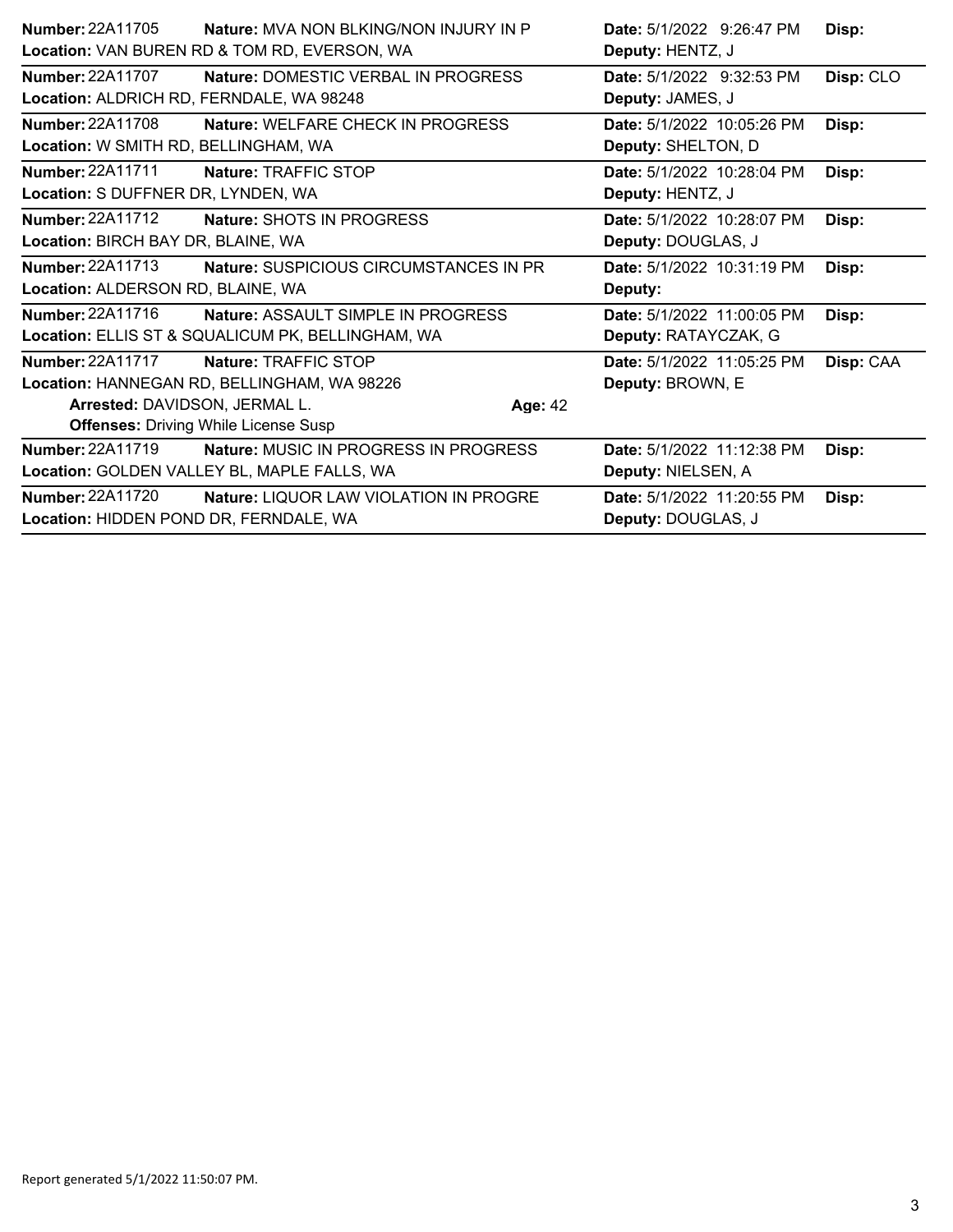**Number:** 22A11705 **Nature:** MVA NON BLKING/NON INJURY IN P **Date:** 5/1/2022 9:26:47 PM **Disp:**
**Location:** VAN BUREN RD & TOM RD, EVERSON, WA **Deputy:** HENTZ, J

---

**Number:** 22A11707 **Nature:** DOMESTIC VERBAL IN PROGRESS **Date:** 5/1/2022 9:32:53 PM **Disp:** CLO
**Location:** ALDRICH RD, FERNDALE, WA 98248 **Deputy:** JAMES, J

---

**Number:** 22A11708 **Nature:** WELFARE CHECK IN PROGRESS **Date:** 5/1/2022 10:05:26 PM **Disp:**
**Location:** W SMITH RD, BELLINGHAM, WA **Deputy:** SHELTON, D

---

**Number:** 22A11711 **Nature:** TRAFFIC STOP **Date:** 5/1/2022 10:28:04 PM **Disp:**
**Location:** S DUFFNER DR, LYNDEN, WA **Deputy:** HENTZ, J

---

**Number:** 22A11712 **Nature:** SHOTS IN PROGRESS **Date:** 5/1/2022 10:28:07 PM **Disp:**
**Location:** BIRCH BAY DR, BLAINE, WA **Deputy:** DOUGLAS, J

---

**Number:** 22A11713 **Nature:** SUSPICIOUS CIRCUMSTANCES IN PR **Date:** 5/1/2022 10:31:19 PM **Disp:**
**Location:** ALDERSON RD, BLAINE, WA **Deputy:**

---

**Number:** 22A11716 **Nature:** ASSAULT SIMPLE IN PROGRESS **Date:** 5/1/2022 11:00:05 PM **Disp:**
**Location:** ELLIS ST & SQUALICUM PK, BELLINGHAM, WA **Deputy:** RATAYCZAK, G

---

**Number:** 22A11717 **Nature:** TRAFFIC STOP **Date:** 5/1/2022 11:05:25 PM **Disp:** CAA
**Location:** HANNEGAN RD, BELLINGHAM, WA 98226 **Deputy:** BROWN, E
**Arrested:** DAVIDSON, JERMAL L. **Age:** 42
**Offenses:** Driving While License Susp

---

**Number:** 22A11719 **Nature:** MUSIC IN PROGRESS IN PROGRESS **Date:** 5/1/2022 11:12:38 PM **Disp:**
**Location:** GOLDEN VALLEY BL, MAPLE FALLS, WA **Deputy:** NIELSEN, A

---

**Number:** 22A11720 **Nature:** LIQUOR LAW VIOLATION IN PROGRE **Date:** 5/1/2022 11:20:55 PM **Disp:**
**Location:** HIDDEN POND DR, FERNDALE, WA **Deputy:** DOUGLAS, J

---

Report generated 5/1/2022 11:50:07 PM.